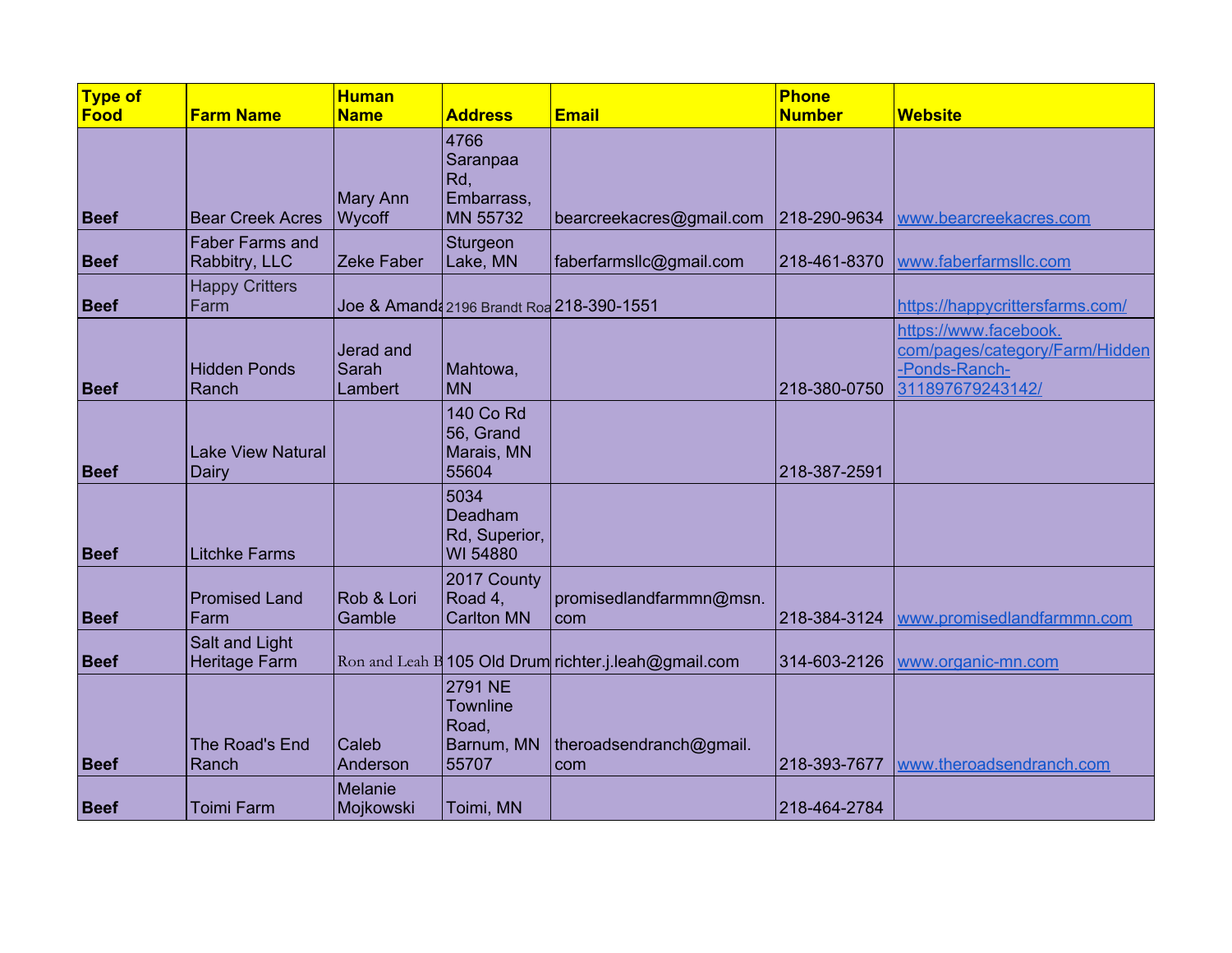| Type of Food | Farm Name | Human Name | Address | Email | Phone Number | Website |
|---|---|---|---|---|---|---|
| **Beef** | Bear Creek Acres | Mary Ann Wycoff | 4766 Saranpaa Rd, Embarrass, MN 55732 | bearcreekacres@gmail.com | 218-290-9634 | www.bearcreekacres.com |
| **Beef** | Faber Farms and Rabbitry, LLC | Zeke Faber | Sturgeon Lake, MN | faberfarmsllc@gmail.com | 218-461-8370 | www.faberfarmsllc.com |
| **Beef** | Happy Critters Farm | Joe & Amanda | 2196 Brandt Roa | 218-390-1551 | | https://happycrittersfarms.com/ |
| **Beef** | Hidden Ponds Ranch | Jerad and Sarah Lambert | Mahtowa, MN | | 218-380-0750 | https://www.facebook.com/pages/category/Farm/Hidden-Ponds-Ranch-311897679243142/ |
| **Beef** | Lake View Natural Dairy | | 140 Co Rd 56, Grand Marais, MN 55604 | | 218-387-2591 | |
| **Beef** | Litchke Farms | | 5034 Deadham Rd, Superior, WI 54880 | | | |
| **Beef** | Promised Land Farm | Rob & Lori Gamble | 2017 County Road 4, Carlton MN | promisedlandfarmmn@msn.com | 218-384-3124 | www.promisedlandfarmmn.com |
| **Beef** | Salt and Light Heritage Farm | Ron and Leah B | 105 Old Drum | richter.j.leah@gmail.com | 314-603-2126 | www.organic-mn.com |
| **Beef** | The Road's End Ranch | Caleb Anderson | 2791 NE Townline Road, Barnum, MN 55707 | theroadsendranch@gmail.com | 218-393-7677 | www.theroadsendranch.com |
| **Beef** | Toimi Farm | Melanie Mojkowski | Toimi, MN | | 218-464-2784 | |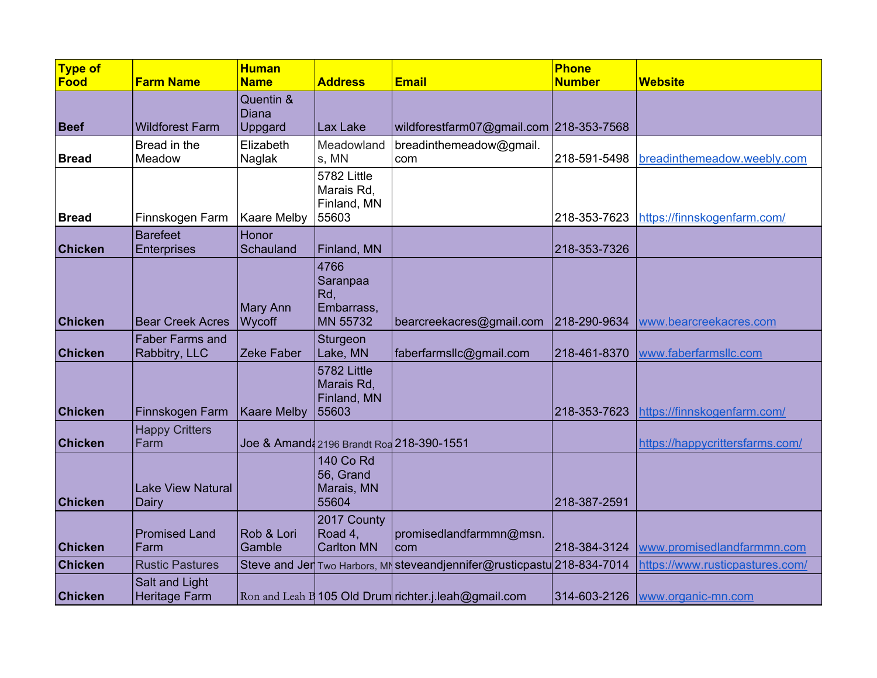| Type of Food | Farm Name | Human Name | Address | Email | Phone Number | Website |
|---|---|---|---|---|---|---|
| **Beef** | Wildforest Farm | Quentin & Diana Uppgard | Lax Lake | wildforestfarm07@gmail.com | 218-353-7568 | |
| **Bread** | Bread in the Meadow | Elizabeth Naglak | Meadowlands, MN | breadinthemeadow@gmail.com | 218-591-5498 | breadinthemeadow.weebly.com |
| **Bread** | Finnskogen Farm | Kaare Melby | 5782 Little Marais Rd, Finland, MN 55603 | | 218-353-7623 | https://finnskogenfarm.com/ |
| **Chicken** | Barefeet Enterprises | Honor Schauland | Finland, MN | | 218-353-7326 | |
| **Chicken** | Bear Creek Acres | Mary Ann Wycoff | 4766 Saranpaa Rd, Embarrass, MN 55732 | bearcreekacres@gmail.com | 218-290-9634 | www.bearcreekacres.com |
| **Chicken** | Faber Farms and Rabbitry, LLC | Zeke Faber | Sturgeon Lake, MN | faberfarmsllc@gmail.com | 218-461-8370 | www.faberfarmsllc.com |
| **Chicken** | Finnskogen Farm | Kaare Melby | 5782 Little Marais Rd, Finland, MN 55603 | | 218-353-7623 | https://finnskogenfarm.com/ |
| **Chicken** | Happy Critters Farm | Joe & Amanda | 2196 Brandt Roa | 218-390-1551 | | https://happycrittersfarms.com/ |
| **Chicken** | Lake View Natural Dairy | | 140 Co Rd 56, Grand Marais, MN 55604 | | 218-387-2591 | |
| **Chicken** | Promised Land Farm | Rob & Lori Gamble | 2017 County Road 4, Carlton MN | promisedlandfarmmn@msn.com | 218-384-3124 | www.promisedlandfarmmn.com |
| **Chicken** | Rustic Pastures | Steve and Jen | Two Harbors, MN | steveandjennifer@rusticpastu | 218-834-7014 | https://www.rusticpastures.com/ |
| **Chicken** | Salt and Light Heritage Farm | Ron and Leah B | 105 Old Drum | richter.j.leah@gmail.com | 314-603-2126 | www.organic-mn.com |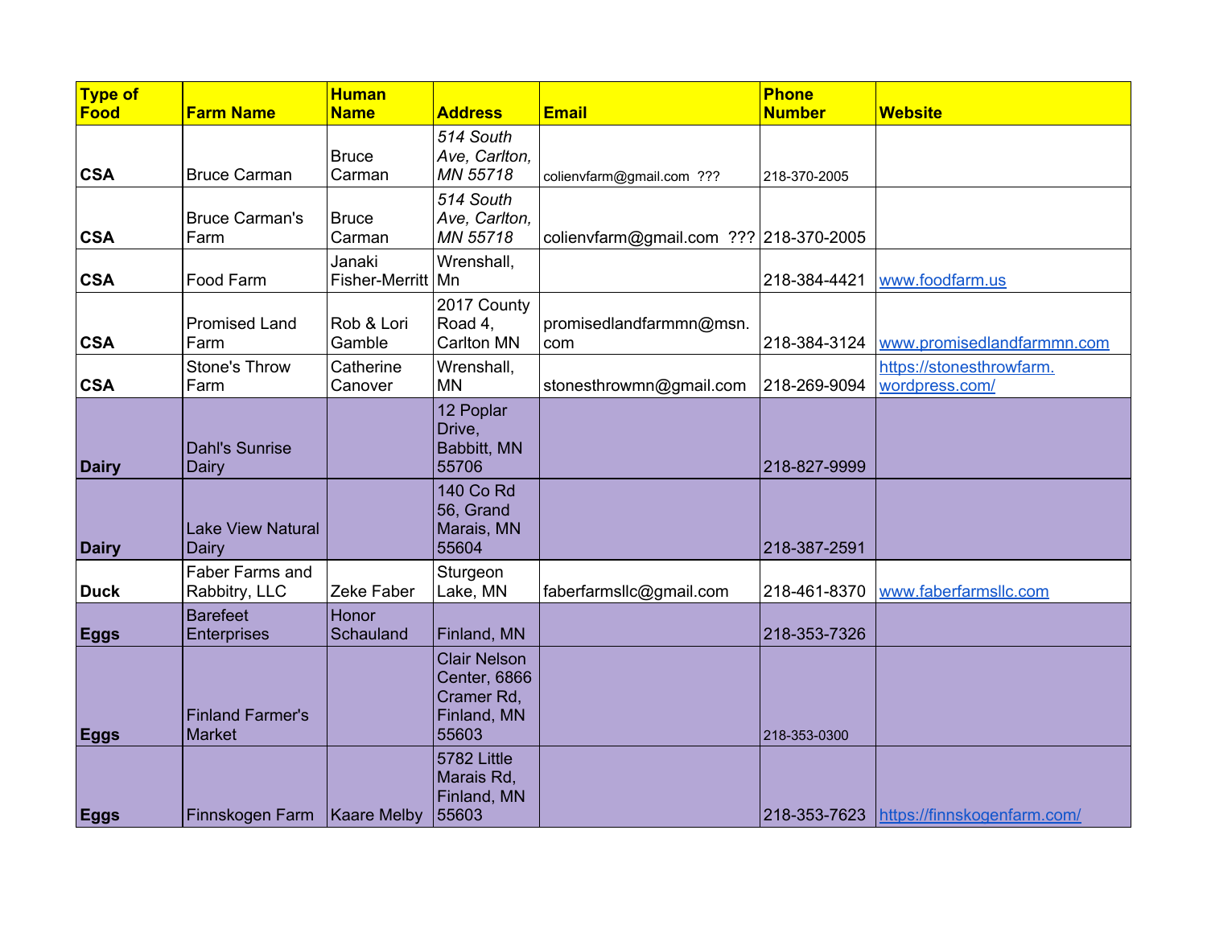| Type of Food | Farm Name | Human Name | Address | Email | Phone Number | Website |
|---|---|---|---|---|---|---|
| **CSA** | Bruce Carman | Bruce Carman | *514 South Ave, Carlton, MN 55718* | colienvfarm@gmail.com ??? | 218-370-2005 | |
| **CSA** | Bruce Carman's Farm | Bruce Carman | *514 South Ave, Carlton, MN 55718* | colienvfarm@gmail.com ??? | 218-370-2005 | |
| **CSA** | Food Farm | Janaki Fisher-Merritt | Wrenshall, Mn | | 218-384-4421 | www.foodfarm.us |
| **CSA** | Promised Land Farm | Rob & Lori Gamble | 2017 County Road 4, Carlton MN | promisedlandfarmmn@msn.com | 218-384-3124 | www.promisedlandfarmmn.com |
| **CSA** | Stone's Throw Farm | Catherine Canover | Wrenshall, MN | stonesthrowmn@gmail.com | 218-269-9094 | https://stonesthrowfarm.wordpress.com/ |
| **Dairy** | Dahl's Sunrise Dairy | | 12 Poplar Drive, Babbitt, MN 55706 | | 218-827-9999 | |
| **Dairy** | Lake View Natural Dairy | | 140 Co Rd 56, Grand Marais, MN 55604 | | 218-387-2591 | |
| **Duck** | Faber Farms and Rabbitry, LLC | Zeke Faber | Sturgeon Lake, MN | faberfarmsllc@gmail.com | 218-461-8370 | www.faberfarmsllc.com |
| **Eggs** | Barefeet Enterprises | Honor Schauland | Finland, MN | | 218-353-7326 | |
| **Eggs** | Finland Farmer's Market | | Clair Nelson Center, 6866 Cramer Rd, Finland, MN 55603 | | 218-353-0300 | |
| **Eggs** | Finnskogen Farm | Kaare Melby | 5782 Little Marais Rd, Finland, MN 55603 | | 218-353-7623 | https://finnskogenfarm.com/ |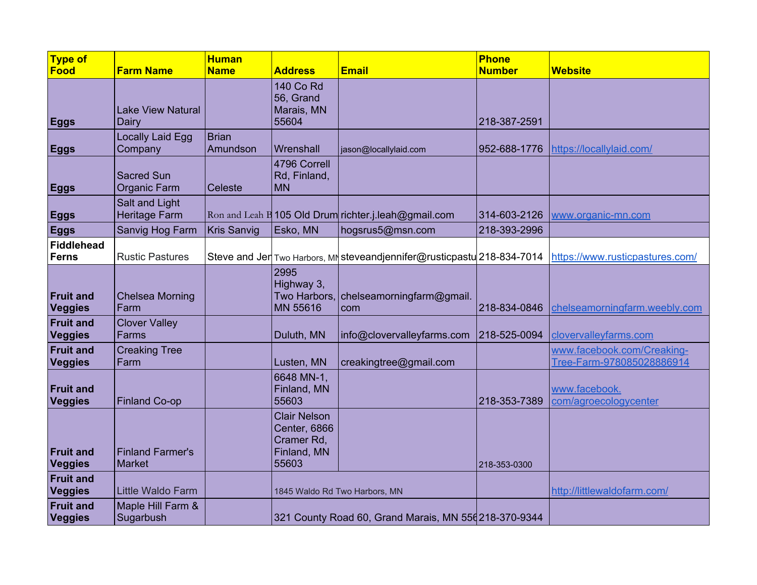| Type of Food | Farm Name | Human Name | Address | Email | Phone Number | Website |
|---|---|---|---|---|---|---|
| **Eggs** | Lake View Natural Dairy | | 140 Co Rd 56, Grand Marais, MN 55604 | | 218-387-2591 | |
| **Eggs** | Locally Laid Egg Company | Brian Amundson | Wrenshall | jason@locallylaid.com | 952-688-1776 | https://locallylaid.com/ |
| **Eggs** | Sacred Sun Organic Farm | Celeste | 4796 Correll Rd, Finland, MN | | | |
| **Eggs** | Salt and Light Heritage Farm | Ron and Leah B | 105 Old Drum | richter.j.leah@gmail.com | 314-603-2126 | www.organic-mn.com |
| **Eggs** | Sanvig Hog Farm | Kris Sanvig | Esko, MN | hogsrus5@msn.com | 218-393-2996 | |
| **Fiddlehead Ferns** | Rustic Pastures | Steve and Jen | Two Harbors, MN | steveandjennifer@rusticpastu | 218-834-7014 | https://www.rusticpastures.com/ |
| **Fruit and Veggies** | Chelsea Morning Farm | | 2995 Highway 3, Two Harbors, MN 55616 | chelseamorningfarm@gmail.com | 218-834-0846 | chelseamorningfarm.weebly.com |
| **Fruit and Veggies** | Clover Valley Farms | | Duluth, MN | info@clovervalleyfarms.com | 218-525-0094 | clovervalleyfarms.com |
| **Fruit and Veggies** | Creaking Tree Farm | | Lusten, MN | creakingtree@gmail.com | | www.facebook.com/Creaking-Tree-Farm-978085028886914 |
| **Fruit and Veggies** | Finland Co-op | | 6648 MN-1, Finland, MN 55603 | | 218-353-7389 | www.facebook.com/agroecologycenter |
| **Fruit and Veggies** | Finland Farmer's Market | | Clair Nelson Center, 6866 Cramer Rd, Finland, MN 55603 | | 218-353-0300 | |
| **Fruit and Veggies** | Little Waldo Farm | | 1845 Waldo Rd Two Harbors, MN | | | http://littlewaldofarm.com/ |
| **Fruit and Veggies** | Maple Hill Farm & Sugarbush | | 321 County Road 60, Grand Marais, MN 556 | | 218-370-9344 | |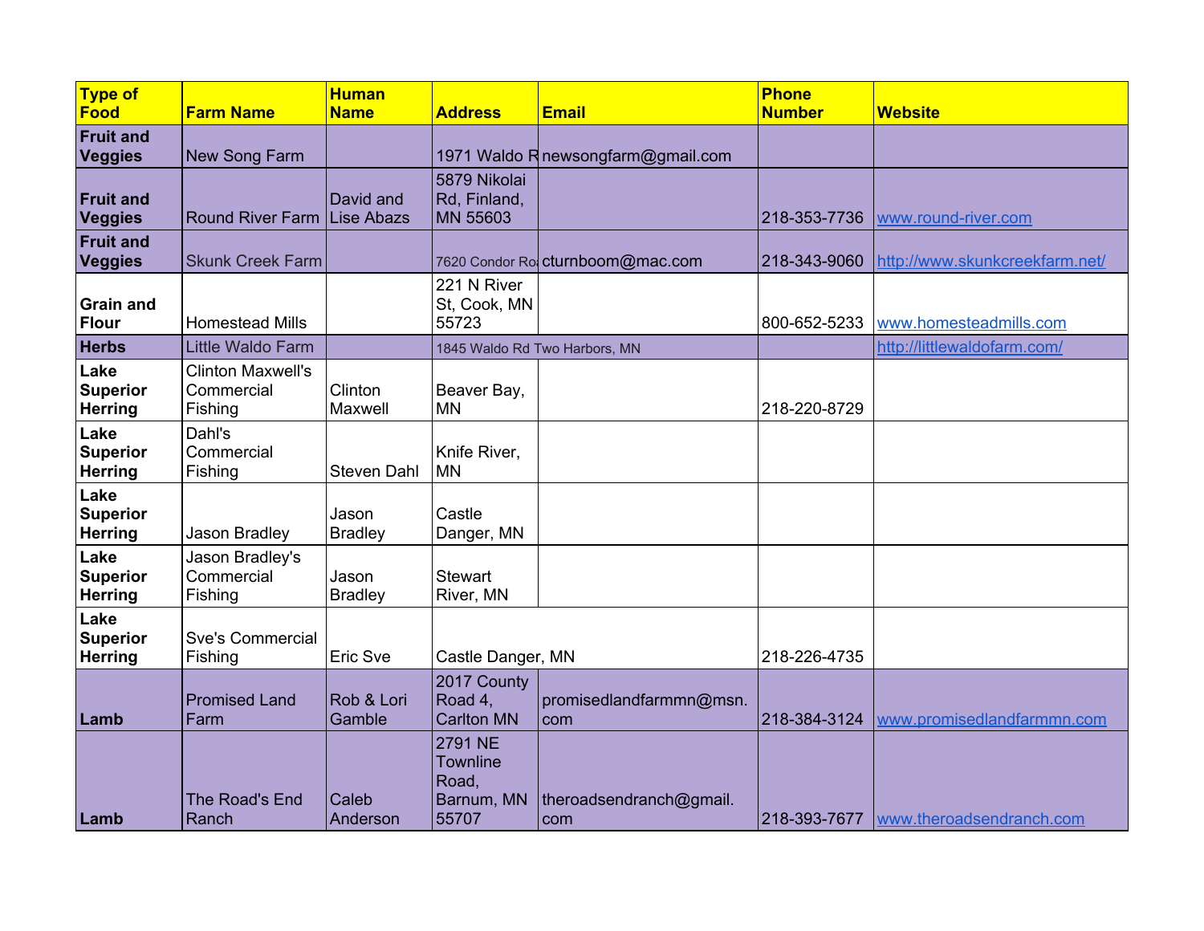| Type of Food | Farm Name | Human Name | Address | Email | Phone Number | Website |
|---|---|---|---|---|---|---|
| **Fruit and Veggies** | New Song Farm | | 1971 Waldo R | newsongfarm@gmail.com | | |
| **Fruit and Veggies** | Round River Farm | David and Lise Abazs | 5879 Nikolai Rd, Finland, MN 55603 | | 218-353-7736 | www.round-river.com |
| **Fruit and Veggies** | Skunk Creek Farm | | 7620 Condor Ro | cturnboom@mac.com | 218-343-9060 | http://www.skunkcreekfarm.net/ |
| **Grain and Flour** | Homestead Mills | | 221 N River St, Cook, MN 55723 | | 800-652-5233 | www.homesteadmills.com |
| **Herbs** | Little Waldo Farm | | 1845 Waldo Rd Two Harbors, MN | | | http://littlewaldofarm.com/ |
| **Lake Superior Herring** | Clinton Maxwell's Commercial Fishing | Clinton Maxwell | Beaver Bay, MN | | 218-220-8729 | |
| **Lake Superior Herring** | Dahl's Commercial Fishing | Steven Dahl | Knife River, MN | | | |
| **Lake Superior Herring** | Jason Bradley | Jason Bradley | Castle Danger, MN | | | |
| **Lake Superior Herring** | Jason Bradley's Commercial Fishing | Jason Bradley | Stewart River, MN | | | |
| **Lake Superior Herring** | Sve's Commercial Fishing | Eric Sve | Castle Danger, MN | | 218-226-4735 | |
| **Lamb** | Promised Land Farm | Rob & Lori Gamble | 2017 County Road 4, Carlton MN | promisedlandfarmmn@msn.com | 218-384-3124 | www.promisedlandfarmmn.com |
| **Lamb** | The Road's End Ranch | Caleb Anderson | 2791 NE Townline Road, Barnum, MN 55707 | theroadsendranch@gmail.com | 218-393-7677 | www.theroadsendranch.com |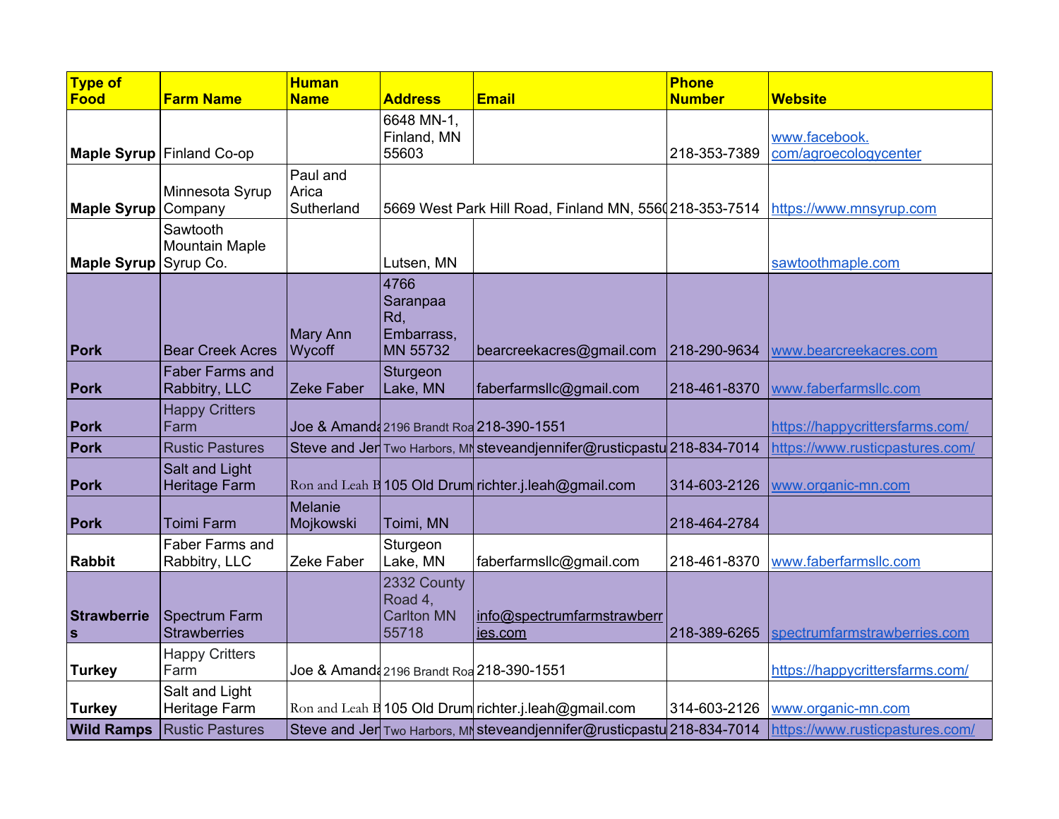| Type of Food | Farm Name | Human Name | Address | Email | Phone Number | Website |
|---|---|---|---|---|---|---|
| **Maple Syrup** | Finland Co-op | | 6648 MN-1, Finland, MN 55603 | | 218-353-7389 | www.facebook.com/agroecologycenter |
| **Maple Syrup** | Minnesota Syrup Company | Paul and Arica Sutherland | 5669 West Park Hill Road, Finland MN, 5560 | | 218-353-7514 | https://www.mnsyrup.com |
| **Maple Syrup** | Sawtooth Mountain Maple Syrup Co. | | Lutsen, MN | | | sawtoothmaple.com |
| **Pork** | Bear Creek Acres | Mary Ann Wycoff | 4766 Saranpaa Rd, Embarrass, MN 55732 | bearcreekacres@gmail.com | 218-290-9634 | www.bearcreekacres.com |
| **Pork** | Faber Farms and Rabbitry, LLC | Zeke Faber | Sturgeon Lake, MN | faberfarmsllc@gmail.com | 218-461-8370 | www.faberfarmsllc.com |
| **Pork** | Happy Critters Farm | Joe & Amanda | 2196 Brandt Roa | 218-390-1551 | | https://happycrittersfarms.com/ |
| **Pork** | Rustic Pastures | Steve and Jen | Two Harbors, MN | steveandjennifer@rusticpastu | 218-834-7014 | https://www.rusticpastures.com/ |
| **Pork** | Salt and Light Heritage Farm | Ron and Leah B | 105 Old Drum | richter.j.leah@gmail.com | 314-603-2126 | www.organic-mn.com |
| **Pork** | Toimi Farm | Melanie Mojkowski | Toimi, MN | | 218-464-2784 | |
| **Rabbit** | Faber Farms and Rabbitry, LLC | Zeke Faber | Sturgeon Lake, MN | faberfarmsllc@gmail.com | 218-461-8370 | www.faberfarmsllc.com |
| **Strawberries** | Spectrum Farm Strawberries | | 2332 County Road 4, Carlton MN 55718 | info@spectrumfarmstrawberries.com | 218-389-6265 | spectrumfarmstrawberries.com |
| **Turkey** | Happy Critters Farm | Joe & Amanda | 2196 Brandt Roa | 218-390-1551 | | https://happycrittersfarms.com/ |
| **Turkey** | Salt and Light Heritage Farm | Ron and Leah B | 105 Old Drum | richter.j.leah@gmail.com | 314-603-2126 | www.organic-mn.com |
| **Wild Ramps** | Rustic Pastures | Steve and Jen | Two Harbors, MN | steveandjennifer@rusticpastu | 218-834-7014 | https://www.rusticpastures.com/ |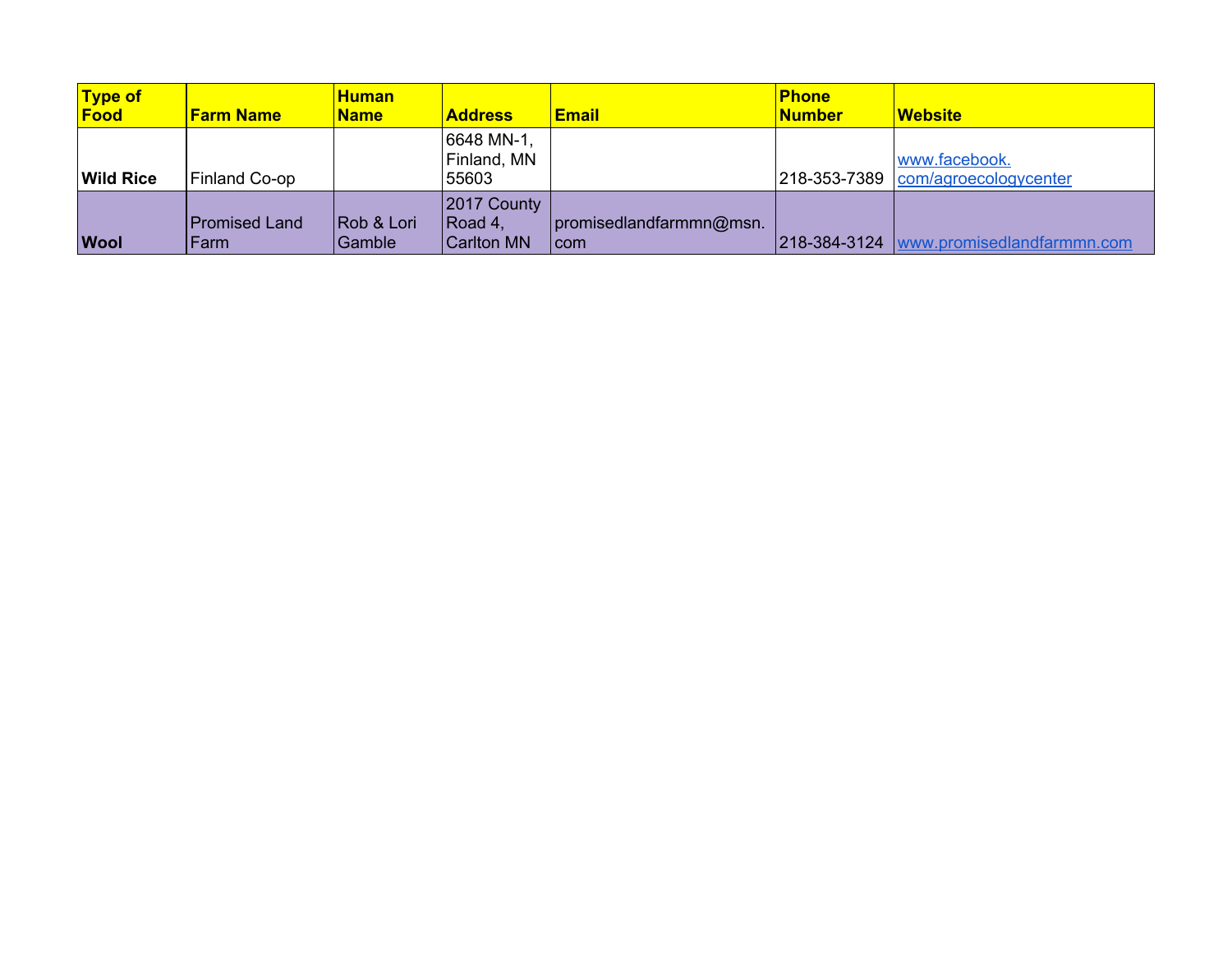| Type of Food | Farm Name | Human Name | Address | Email | Phone Number | Website |
|---|---|---|---|---|---|---|
| **Wild Rice** | Finland Co-op | | 6648 MN-1, Finland, MN 55603 | | 218-353-7389 | www.facebook.com/agroecologycenter |
| **Wool** | Promised Land Farm | Rob & Lori Gamble | 2017 County Road 4, Carlton MN | promisedlandfarmmn@msn.com | 218-384-3124 | www.promisedlandfarmmn.com |